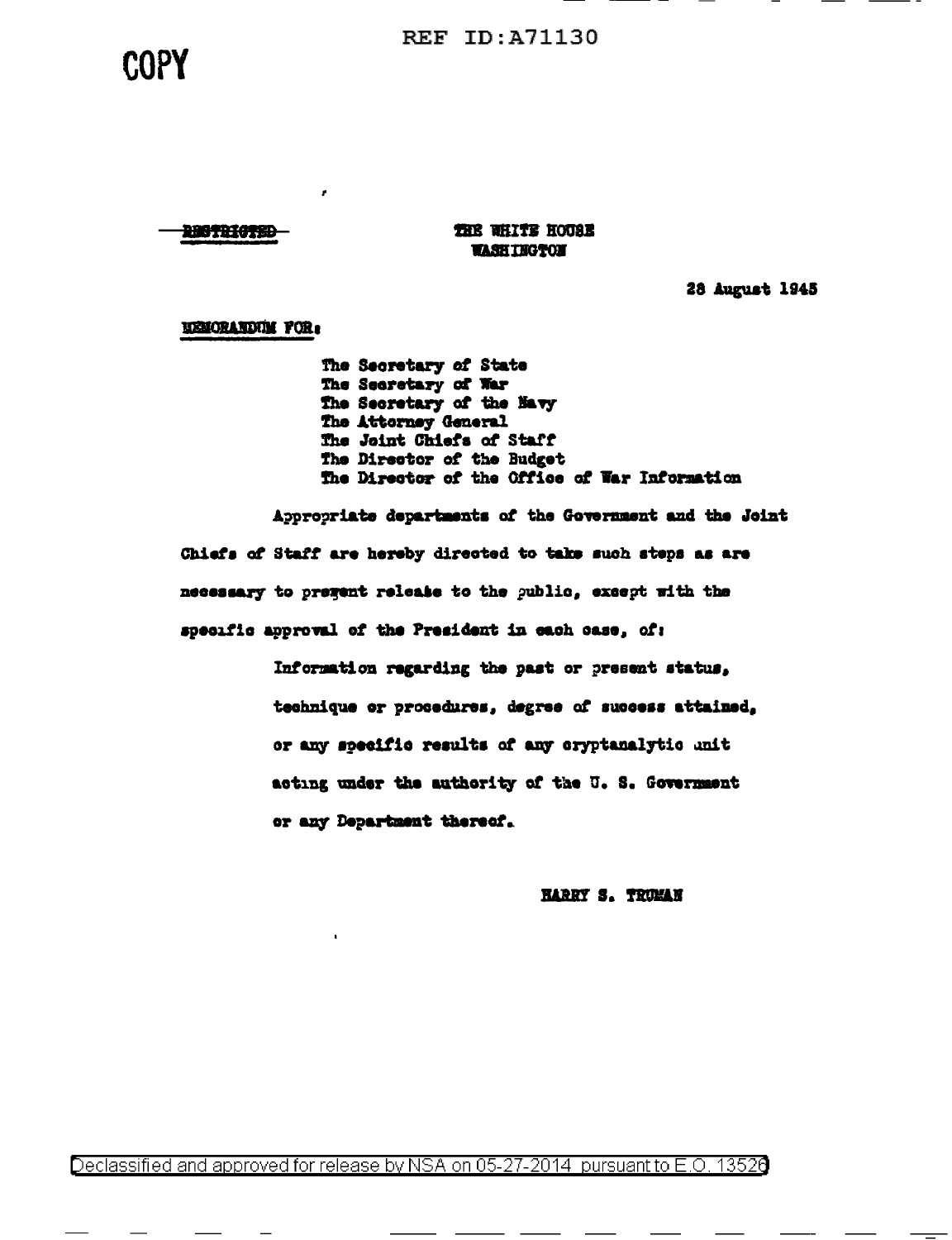REF ID:A71130

COPY

~~RESTRICTED~~

THE WHITE HOUSE
WASHINGTON

28 August 1945

MEMORANDUM FOR:

The Secretary of State
The Secretary of War
The Secretary of the Navy
The Attorney General
The Joint Chiefs of Staff
The Director of the Budget
The Director of the Office of War Information

Appropriate departments of the Government and the Joint Chiefs of Staff are hereby directed to take such steps as are necessary to prevent release to the public, except with the specific approval of the President in each case, of:

> Information regarding the past or present status, technique or procedures, degree of success attained, or any specific results of any cryptanalytic unit acting under the authority of the U. S. Government or any Department thereof.

HARRY S. TRUMAN

Declassified and approved for release by NSA on 05-27-2014 pursuant to E.O. 13526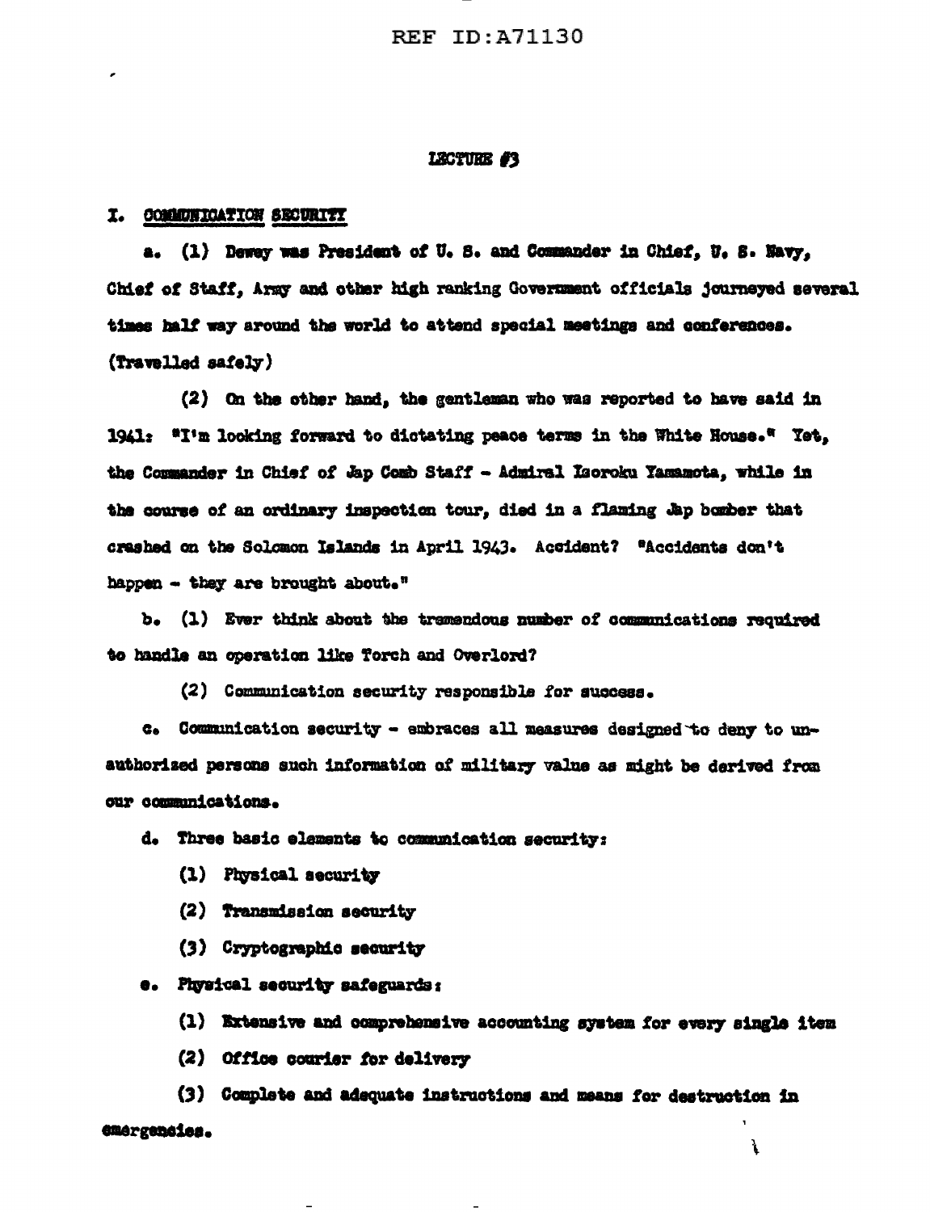REF ID:A71130

LECTURE #3

I. COMMUNICATION SECURITY

a. (1) Dewey was President of U. S. and Commander in Chief, U. S. Navy, Chief of Staff, Army and other high ranking Government officials journeyed several times half way around the world to attend special meetings and conferences. (Travelled safely)

(2) On the other hand, the gentleman who was reported to have said in 1941: "I'm looking forward to dictating peace terms in the White House." Yet, the Commander in Chief of Jap Comb Staff - Admiral Isoroku Yamamota, while in the course of an ordinary inspection tour, died in a flaming Jap bomber that crashed on the Solomon Islands in April 1943. Accident? "Accidents don't happen - they are brought about."

b. (1) Ever think about the tremendous number of communications required to handle an operation like Torch and Overlord?

(2) Communication security responsible for success.

c. Communication security - embraces all measures designed to deny to unauthorized persons such information of military value as might be derived from our communications.

d. Three basic elements to communication security:

(1) Physical security

(2) Transmission security

(3) Cryptographic security

e. Physical security safeguards:

(1) Extensive and comprehensive accounting system for every single item

(2) Office courier for delivery

(3) Complete and adequate instructions and means for destruction in emergencies.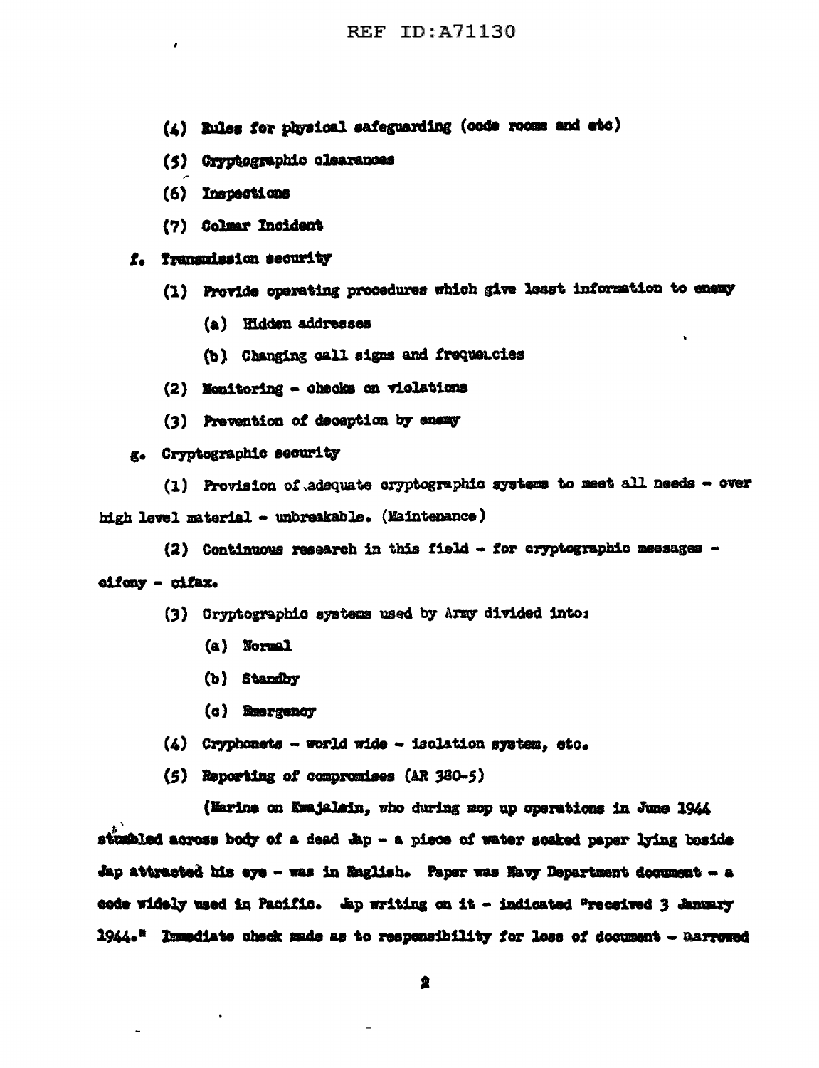(4) Rules for physical safeguarding (code rooms and etc)

(5) Cryptographic clearances

(6) Inspections

(7) Colmar Incident

f. Transmission security

(1) Provide operating procedures which give least information to enemy

(a) Hidden addresses

(b) Changing call signs and frequencies

(2) Monitoring - checks on violations

(3) Prevention of deception by enemy

g. Cryptographic security

(1) Provision of adequate cryptographic systems to meet all needs - over high level material - unbreakable. (Maintenance)

(2) Continuous research in this field - for cryptographic messages - cifony - cifax.

(3) Cryptographic systems used by Army divided into:

(a) Normal

(b) Standby

(c) Emergency

(4) Cryphonets - world wide - isolation system, etc.

(5) Reporting of compromises (AR 380-5)

(Marine on Kwajalein, who during mop up operations in June 1944 stumbled across body of a dead Jap - a piece of water soaked paper lying beside Jap attracted his eye - was in English. Paper was Navy Department document - a code widely used in Pacific. Jap writing on it - indicated "received 3 January 1944." Immediate check made as to responsibility for loss of document - narrowed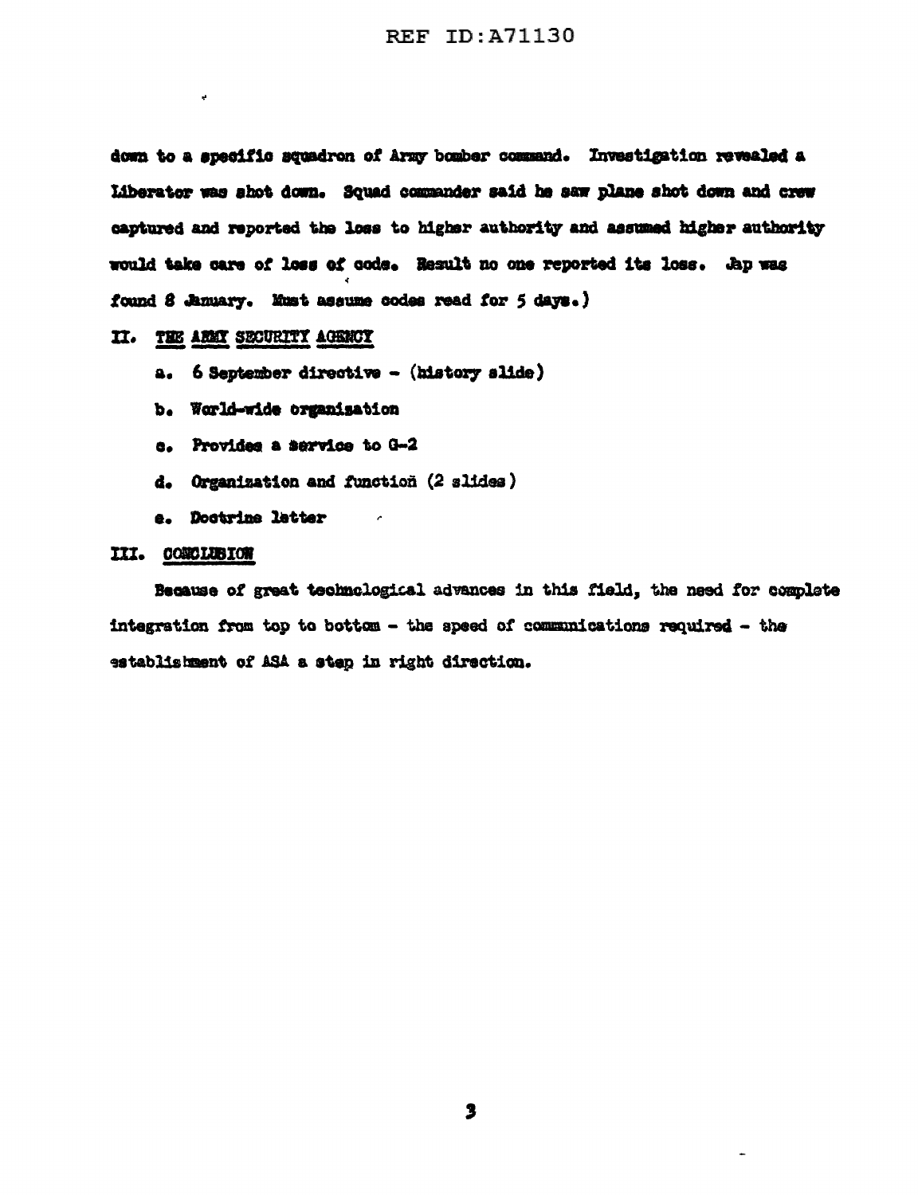down to a specific squadron of Army bomber command. Investigation revealed a Liberator was shot down. Squad commander said he saw plane shot down and crew captured and reported the loss to higher authority and assumed higher authority would take care of loss of code. Result no one reported its loss. Jap was found 8 January. Must assume codes read for 5 days.)

II. <u>THE ARMY SECURITY AGENCY</u>

a. 6 September directive - (history slide)

b. World-wide organization

c. Provides a service to G-2

d. Organization and function (2 slides)

e. Doctrine letter

III. <u>CONCLUSION</u>

Because of great technological advances in this field, the need for complete integration from top to bottom - the speed of communications required - the establishment of ASA a step in right direction.